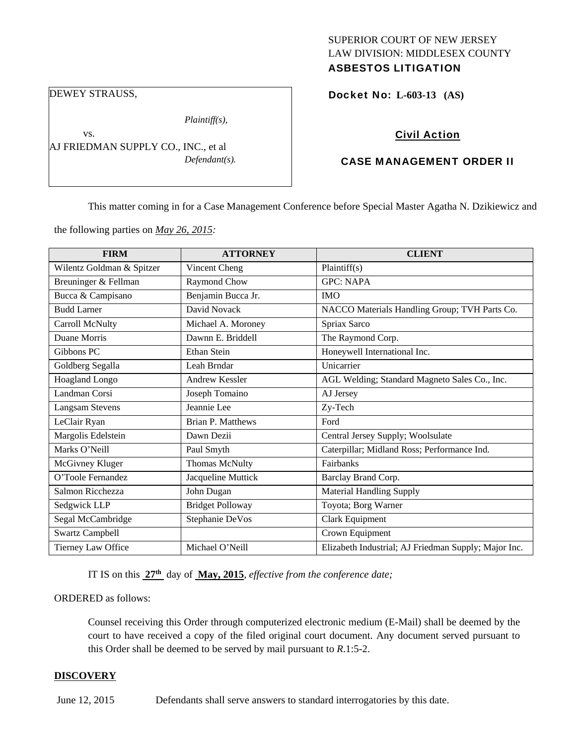SUPERIOR COURT OF NEW JERSEY
LAW DIVISION: MIDDLESEX COUNTY
**ASBESTOS LITIGATION**

DEWEY STRAUSS,

*Plaintiff(s),*

vs.

AJ FRIEDMAN SUPPLY CO., INC., et al

*Defendant(s).*

**Docket No: L-603-13 (AS)**

**Civil Action**

**CASE MANAGEMENT ORDER II**

This matter coming in for a Case Management Conference before Special Master Agatha N. Dzikiewicz and the following parties on *May 26, 2015:*

| FIRM | ATTORNEY | CLIENT |
|---|---|---|
| Wilentz Goldman & Spitzer | Vincent Cheng | Plaintiff(s) |
| Breuninger & Fellman | Raymond Chow | GPC: NAPA |
| Bucca & Campisano | Benjamin Bucca Jr. | IMO |
| Budd Larner | David Novack | NACCO Materials Handling Group; TVH Parts Co. |
| Carroll McNulty | Michael A. Moroney | Spriax Sarco |
| Duane Morris | Dawnn E. Briddell | The Raymond Corp. |
| Gibbons PC | Ethan Stein | Honeywell International Inc. |
| Goldberg Segalla | Leah Brndar | Unicarrier |
| Hoagland Longo | Andrew Kessler | AGL Welding; Standard Magneto Sales Co., Inc. |
| Landman Corsi | Joseph Tomaino | AJ Jersey |
| Langsam Stevens | Jeannie Lee | Zy-Tech |
| LeClair Ryan | Brian P. Matthews | Ford |
| Margolis Edelstein | Dawn Dezii | Central Jersey Supply; Woolsulate |
| Marks O'Neill | Paul Smyth | Caterpillar; Midland Ross; Performance Ind. |
| McGivney Kluger | Thomas McNulty | Fairbanks |
| O'Toole Fernandez | Jacqueline Muttick | Barclay Brand Corp. |
| Salmon Ricchezza | John Dugan | Material Handling Supply |
| Sedgwick LLP | Bridget Polloway | Toyota; Borg Warner |
| Segal McCambridge | Stephanie DeVos | Clark Equipment |
| Swartz Campbell | | Crown Equipment |
| Tierney Law Office | Michael O'Neill | Elizabeth Industrial; AJ Friedman Supply; Major Inc. |

IT IS on this **27th** day of **May, 2015**, *effective from the conference date;*

ORDERED as follows:

Counsel receiving this Order through computerized electronic medium (E-Mail) shall be deemed by the court to have received a copy of the filed original court document. Any document served pursuant to this Order shall be deemed to be served by mail pursuant to *R*.1:5-2.

**DISCOVERY**

June 12, 2015 Defendants shall serve answers to standard interrogatories by this date.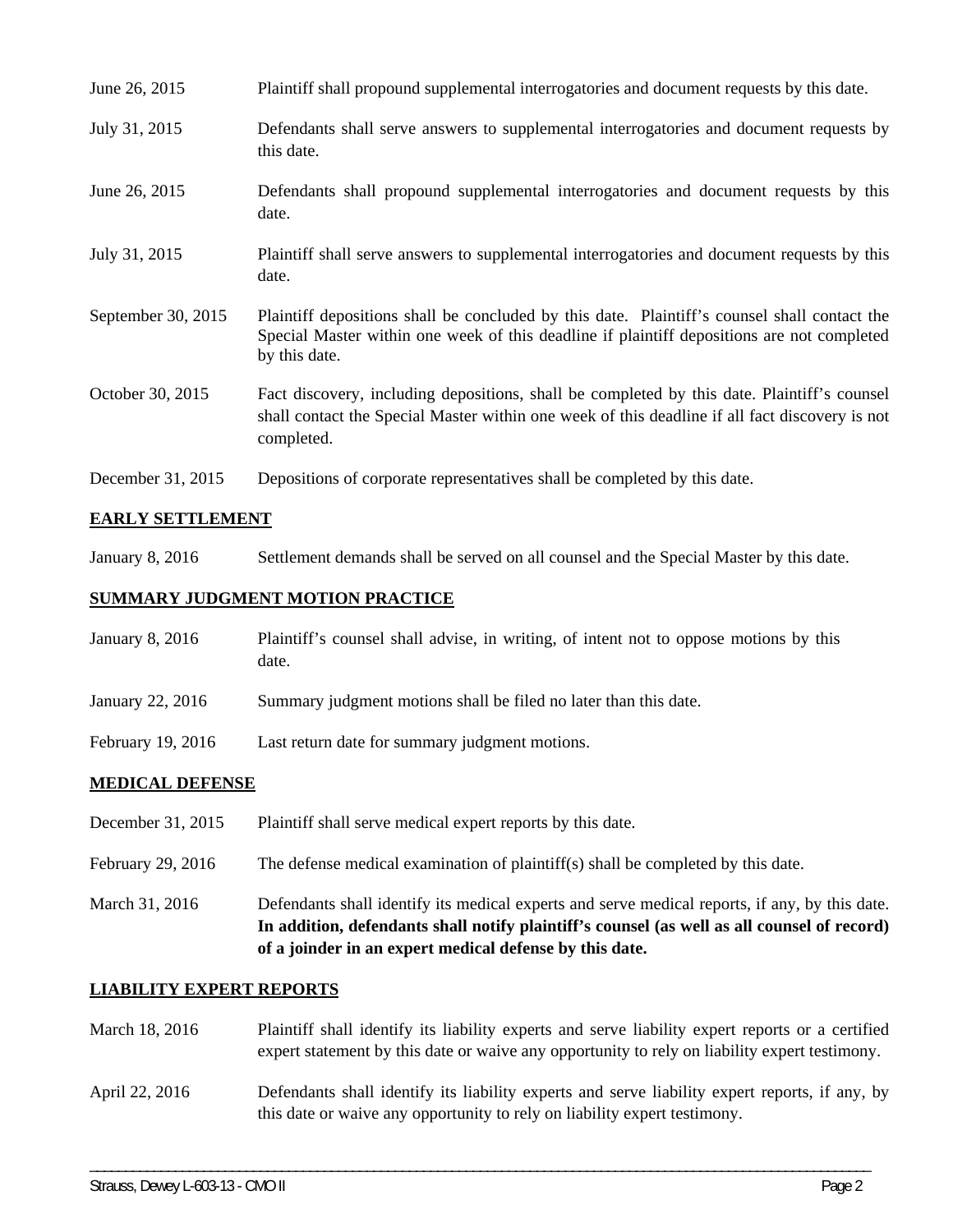| | |
|---|---|
| June 26, 2015 | Plaintiff shall propound supplemental interrogatories and document requests by this date. |
| July 31, 2015 | Defendants shall serve answers to supplemental interrogatories and document requests by this date. |
| June 26, 2015 | Defendants shall propound supplemental interrogatories and document requests by this date. |
| July 31, 2015 | Plaintiff shall serve answers to supplemental interrogatories and document requests by this date. |
| September 30, 2015 | Plaintiff depositions shall be concluded by this date. Plaintiff's counsel shall contact the Special Master within one week of this deadline if plaintiff depositions are not completed by this date. |
| October 30, 2015 | Fact discovery, including depositions, shall be completed by this date. Plaintiff's counsel shall contact the Special Master within one week of this deadline if all fact discovery is not completed. |
| December 31, 2015 | Depositions of corporate representatives shall be completed by this date. |

**EARLY SETTLEMENT**

| | |
|---|---|
| January 8, 2016 | Settlement demands shall be served on all counsel and the Special Master by this date. |

**SUMMARY JUDGMENT MOTION PRACTICE**

| | |
|---|---|
| January 8, 2016 | Plaintiff's counsel shall advise, in writing, of intent not to oppose motions by this date. |
| January 22, 2016 | Summary judgment motions shall be filed no later than this date. |
| February 19, 2016 | Last return date for summary judgment motions. |

**MEDICAL DEFENSE**

| | |
|---|---|
| December 31, 2015 | Plaintiff shall serve medical expert reports by this date. |
| February 29, 2016 | The defense medical examination of plaintiff(s) shall be completed by this date. |
| March 31, 2016 | Defendants shall identify its medical experts and serve medical reports, if any, by this date. **In addition, defendants shall notify plaintiff's counsel (as well as all counsel of record) of a joinder in an expert medical defense by this date.** |

**LIABILITY EXPERT REPORTS**

| | |
|---|---|
| March 18, 2016 | Plaintiff shall identify its liability experts and serve liability expert reports or a certified expert statement by this date or waive any opportunity to rely on liability expert testimony. |
| April 22, 2016 | Defendants shall identify its liability experts and serve liability expert reports, if any, by this date or waive any opportunity to rely on liability expert testimony. |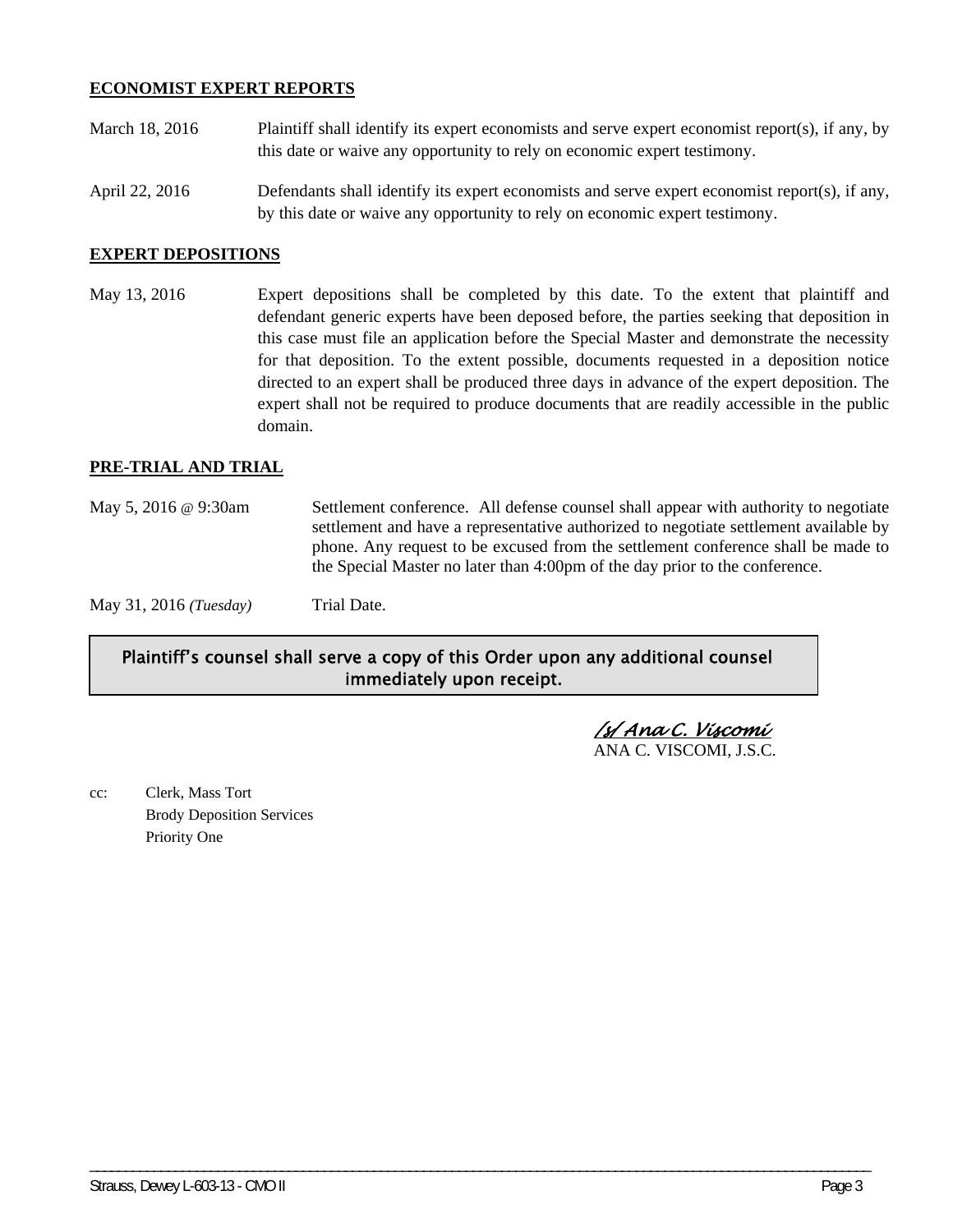**ECONOMIST EXPERT REPORTS**

| | |
|---|---|
| March 18, 2016 | Plaintiff shall identify its expert economists and serve expert economist report(s), if any, by this date or waive any opportunity to rely on economic expert testimony. |
| April 22, 2016 | Defendants shall identify its expert economists and serve expert economist report(s), if any, by this date or waive any opportunity to rely on economic expert testimony. |

**EXPERT DEPOSITIONS**

| | |
|---|---|
| May 13, 2016 | Expert depositions shall be completed by this date. To the extent that plaintiff and defendant generic experts have been deposed before, the parties seeking that deposition in this case must file an application before the Special Master and demonstrate the necessity for that deposition. To the extent possible, documents requested in a deposition notice directed to an expert shall be produced three days in advance of the expert deposition. The expert shall not be required to produce documents that are readily accessible in the public domain. |

**PRE-TRIAL AND TRIAL**

| | |
|---|---|
| May 5, 2016 @ 9:30am | Settlement conference. All defense counsel shall appear with authority to negotiate settlement and have a representative authorized to negotiate settlement available by phone. Any request to be excused from the settlement conference shall be made to the Special Master no later than 4:00pm of the day prior to the conference. |
| May 31, 2016 *(Tuesday)* | Trial Date. |

**Plaintiff's counsel shall serve a copy of this Order upon any additional counsel immediately upon receipt.**

*/s/ Ana C. Viscomi*
ANA C. VISCOMI, J.S.C.

cc: Clerk, Mass Tort
Brody Deposition Services
Priority One